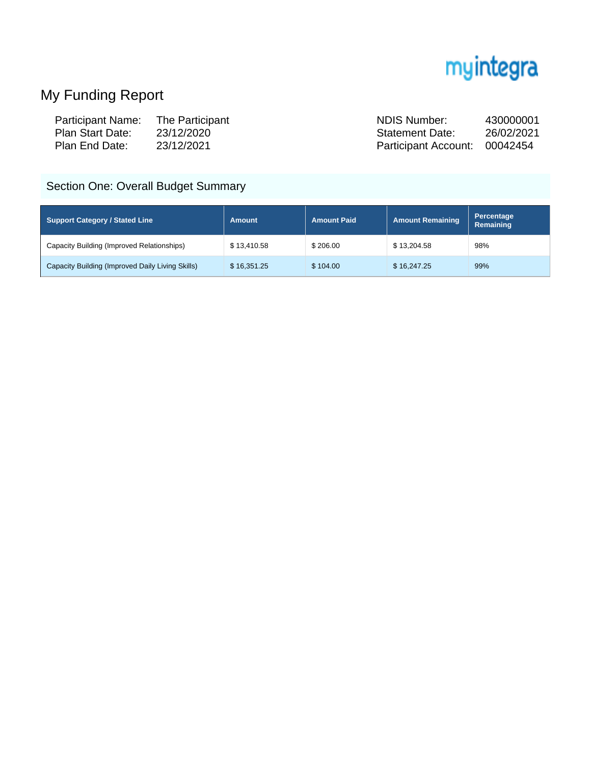myintegra

# My Funding Report

| | | | |
|---|---|---|---|
| Participant Name: | The Participant | NDIS Number: | 430000001 |
| Plan Start Date: | 23/12/2020 | Statement Date: | 26/02/2021 |
| Plan End Date: | 23/12/2021 | Participant Account: | 00042454 |

## Section One: Overall Budget Summary

| Support Category / Stated Line | Amount | Amount Paid | Amount Remaining | Percentage Remaining |
|---|---|---|---|---|
| Capacity Building (Improved Relationships) | $ 13,410.58 | $ 206.00 | $ 13,204.58 | 98% |
| Capacity Building (Improved Daily Living Skills) | $ 16,351.25 | $ 104.00 | $ 16,247.25 | 99% |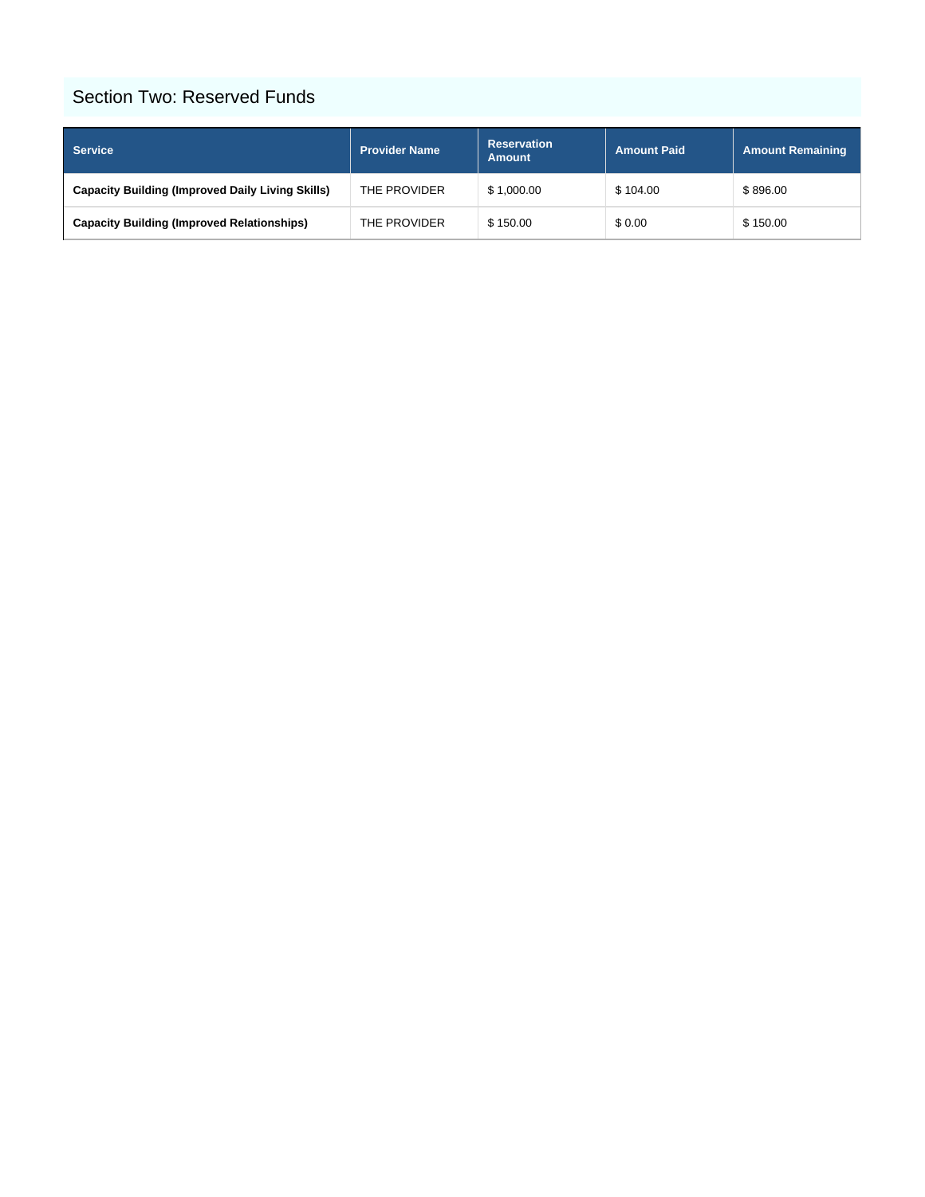## Section Two: Reserved Funds

| Service | Provider Name | Reservation Amount | Amount Paid | Amount Remaining |
|---|---|---|---|---|
| **Capacity Building (Improved Daily Living Skills)** | THE PROVIDER | $ 1,000.00 | $ 104.00 | $ 896.00 |
| **Capacity Building (Improved Relationships)** | THE PROVIDER | $ 150.00 | $ 0.00 | $ 150.00 |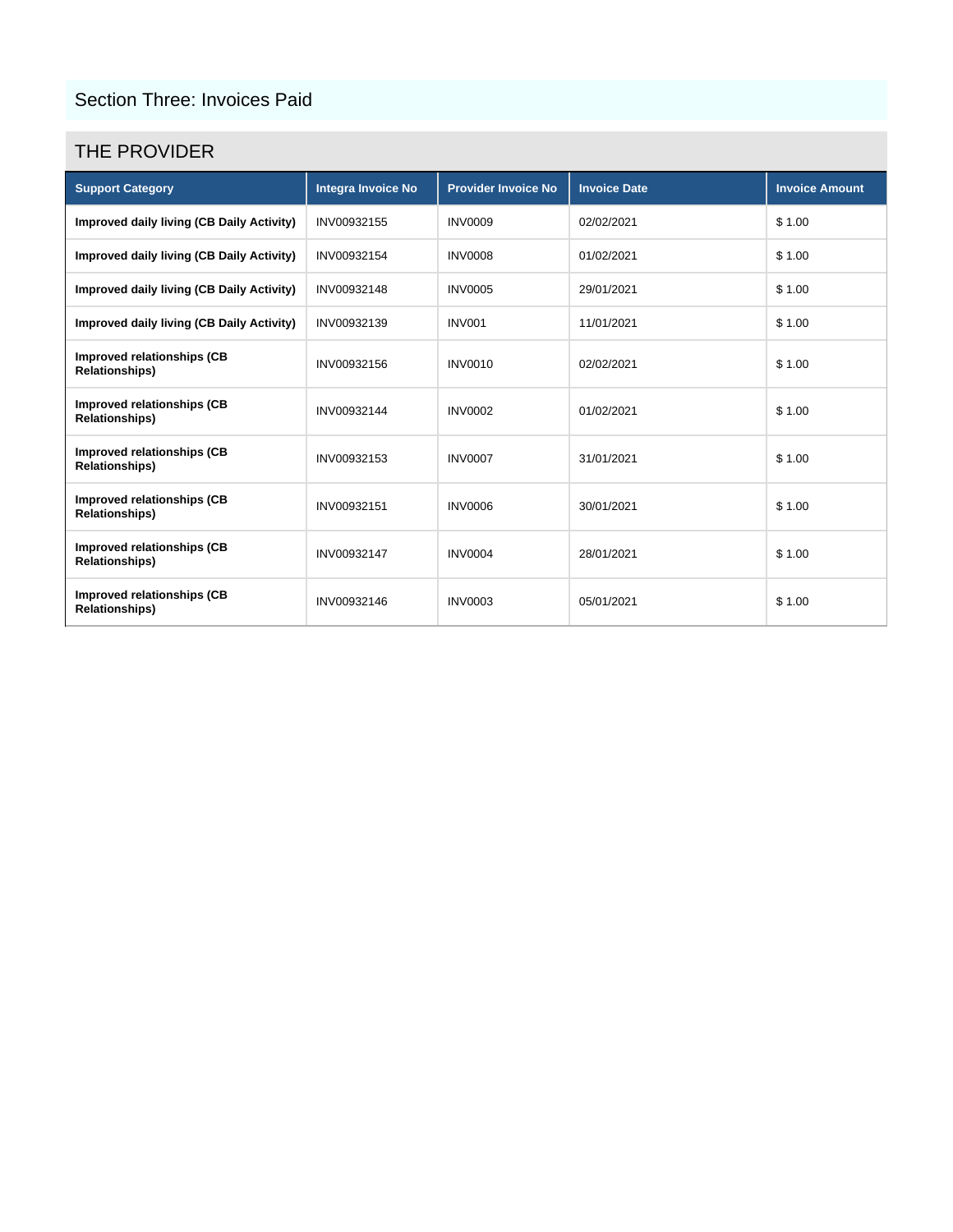## Section Three: Invoices Paid

### THE PROVIDER

| Support Category | Integra Invoice No | Provider Invoice No | Invoice Date | Invoice Amount |
|---|---|---|---|---|
| **Improved daily living (CB Daily Activity)** | INV00932155 | INV0009 | 02/02/2021 | $ 1.00 |
| **Improved daily living (CB Daily Activity)** | INV00932154 | INV0008 | 01/02/2021 | $ 1.00 |
| **Improved daily living (CB Daily Activity)** | INV00932148 | INV0005 | 29/01/2021 | $ 1.00 |
| **Improved daily living (CB Daily Activity)** | INV00932139 | INV001 | 11/01/2021 | $ 1.00 |
| **Improved relationships (CB Relationships)** | INV00932156 | INV0010 | 02/02/2021 | $ 1.00 |
| **Improved relationships (CB Relationships)** | INV00932144 | INV0002 | 01/02/2021 | $ 1.00 |
| **Improved relationships (CB Relationships)** | INV00932153 | INV0007 | 31/01/2021 | $ 1.00 |
| **Improved relationships (CB Relationships)** | INV00932151 | INV0006 | 30/01/2021 | $ 1.00 |
| **Improved relationships (CB Relationships)** | INV00932147 | INV0004 | 28/01/2021 | $ 1.00 |
| **Improved relationships (CB Relationships)** | INV00932146 | INV0003 | 05/01/2021 | $ 1.00 |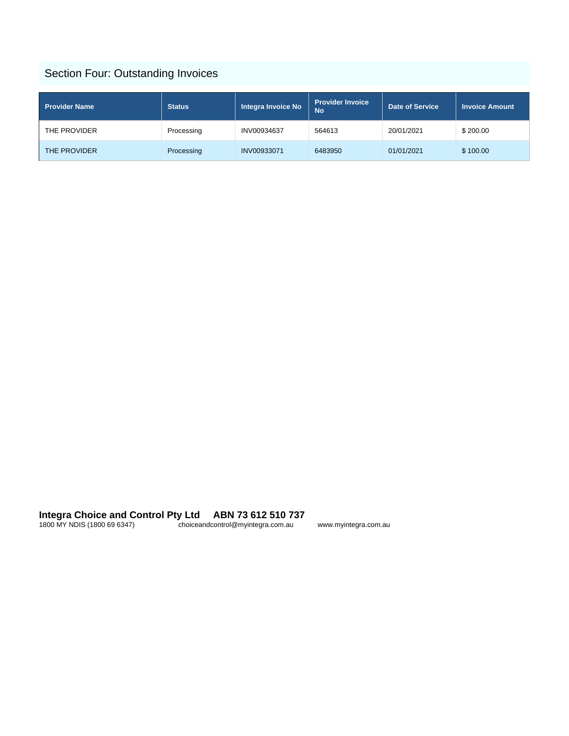## Section Four: Outstanding Invoices

| Provider Name | Status | Integra Invoice No | Provider Invoice No | Date of Service | Invoice Amount |
|---|---|---|---|---|---|
| THE PROVIDER | Processing | INV00934637 | 564613 | 20/01/2021 | $ 200.00 |
| THE PROVIDER | Processing | INV00933071 | 6483950 | 01/01/2021 | $ 100.00 |

**Integra Choice and Control Pty Ltd ABN 73 612 510 737**
1800 MY NDIS (1800 69 6347) choiceandcontrol@myintegra.com.au www.myintegra.com.au